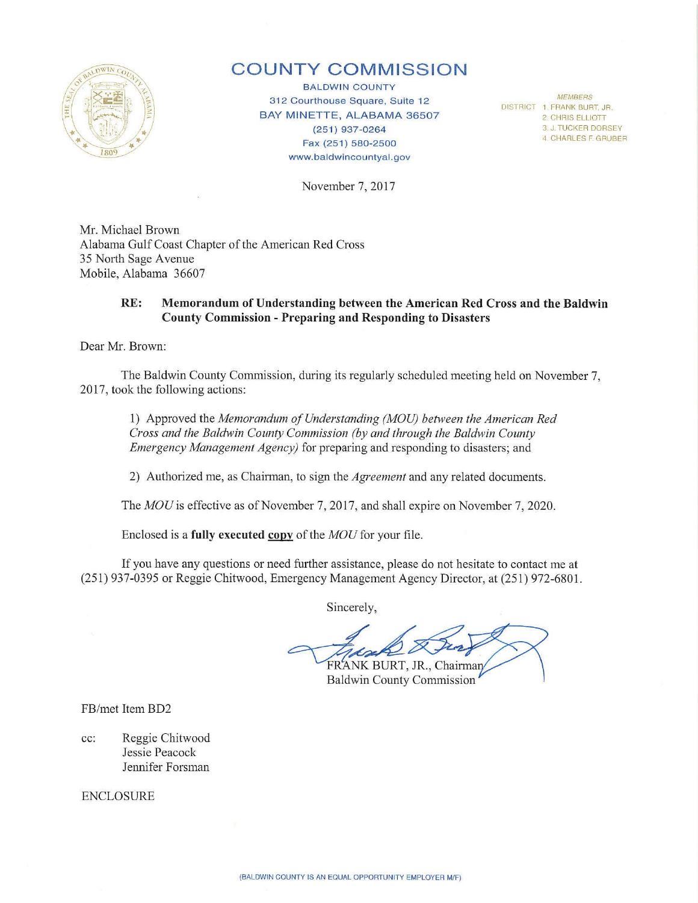# COUNTY COMMISSION

BALDWIN COUNTY
312 Courthouse Square, Suite 12
BAY MINETTE, ALABAMA 36507
(251) 937-0264
Fax (251) 580-2500
www.baldwincountyal.gov

MEMBERS
DISTRICT 1. FRANK BURT, JR.
2. CHRIS ELLIOTT
3. J. TUCKER DORSEY
4. CHARLES F. GRUBER

November 7, 2017

Mr. Michael Brown
Alabama Gulf Coast Chapter of the American Red Cross
35 North Sage Avenue
Mobile, Alabama 36607

**RE: Memorandum of Understanding between the American Red Cross and the Baldwin County Commission - Preparing and Responding to Disasters**

Dear Mr. Brown:

The Baldwin County Commission, during its regularly scheduled meeting held on November 7, 2017, took the following actions:

1) Approved the *Memorandum of Understanding (MOU) between the American Red Cross and the Baldwin County Commission (by and through the Baldwin County Emergency Management Agency)* for preparing and responding to disasters; and

2) Authorized me, as Chairman, to sign the *Agreement* and any related documents.

The *MOU* is effective as of November 7, 2017, and shall expire on November 7, 2020.

Enclosed is a **fully executed <u>copy</u>** of the *MOU* for your file.

If you have any questions or need further assistance, please do not hesitate to contact me at (251) 937-0395 or Reggie Chitwood, Emergency Management Agency Director, at (251) 972-6801.

Sincerely,

FRANK BURT, JR., Chairman
Baldwin County Commission

FB/met Item BD2

cc: Reggie Chitwood
Jessie Peacock
Jennifer Forsman

ENCLOSURE

(BALDWIN COUNTY IS AN EQUAL OPPORTUNITY EMPLOYER M/F)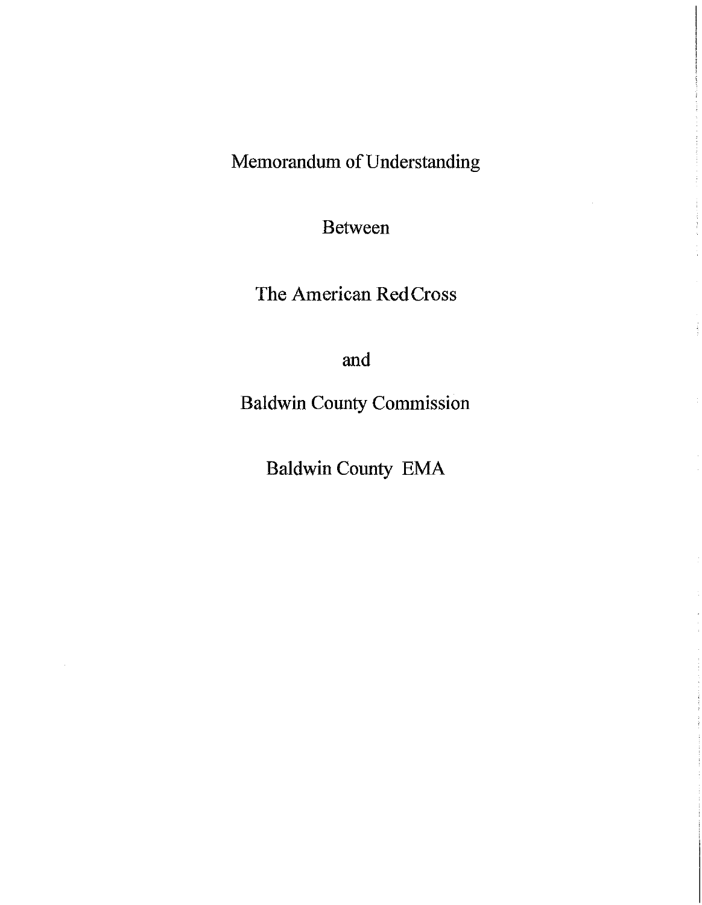# Memorandum of Understanding

Between

The American RedCross

and

Baldwin County Commission

Baldwin County EMA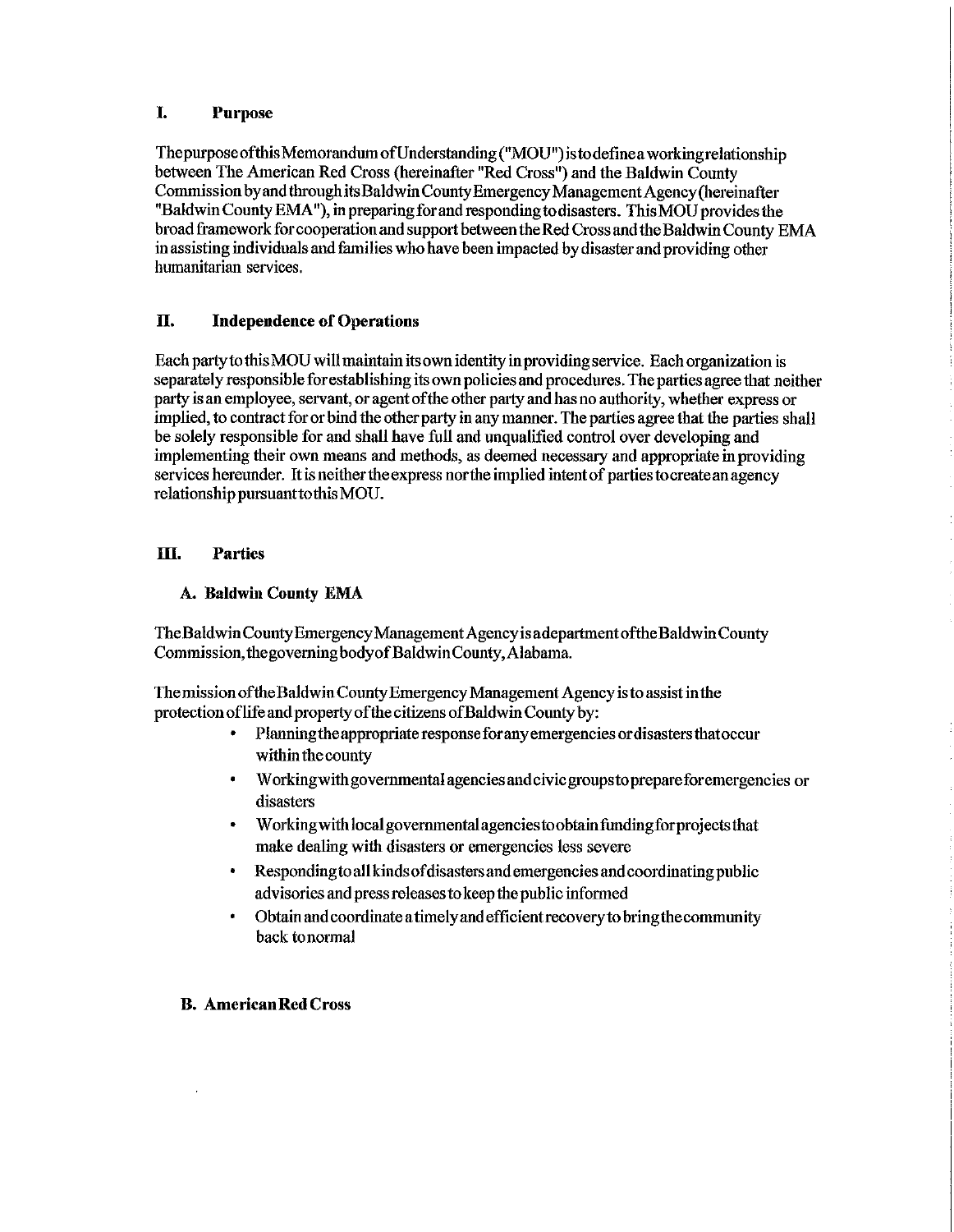## I. Purpose

The purpose of this Memorandum of Understanding ("MOU") is to define a working relationship between The American Red Cross (hereinafter "Red Cross") and the Baldwin County Commission by and through its Baldwin County Emergency Management Agency (hereinafter "Baldwin County EMA"), in preparing for and responding to disasters. This MOU provides the broad framework for cooperation and support between the Red Cross and the Baldwin County EMA in assisting individuals and families who have been impacted by disaster and providing other humanitarian services.

## II. Independence of Operations

Each party to this MOU will maintain its own identity in providing service. Each organization is separately responsible for establishing its own policies and procedures. The parties agree that neither party is an employee, servant, or agent of the other party and has no authority, whether express or implied, to contract for or bind the other party in any manner. The parties agree that the parties shall be solely responsible for and shall have full and unqualified control over developing and implementing their own means and methods, as deemed necessary and appropriate in providing services hereunder. It is neither the express nor the implied intent of parties to create an agency relationship pursuant to this MOU.

## III. Parties

### A. Baldwin County EMA

The Baldwin County Emergency Management Agency is a department of the Baldwin County Commission, the governing body of Baldwin County, Alabama.

The mission of the Baldwin County Emergency Management Agency is to assist in the protection of life and property of the citizens of Baldwin County by:

- Planning the appropriate response for any emergencies or disasters that occur within the county
- Working with governmental agencies and civic groups to prepare for emergencies or disasters
- Working with local governmental agencies to obtain funding for projects that make dealing with disasters or emergencies less severe
- Responding to all kinds of disasters and emergencies and coordinating public advisories and press releases to keep the public informed
- Obtain and coordinate a timely and efficient recovery to bring the community back to normal

### B. American Red Cross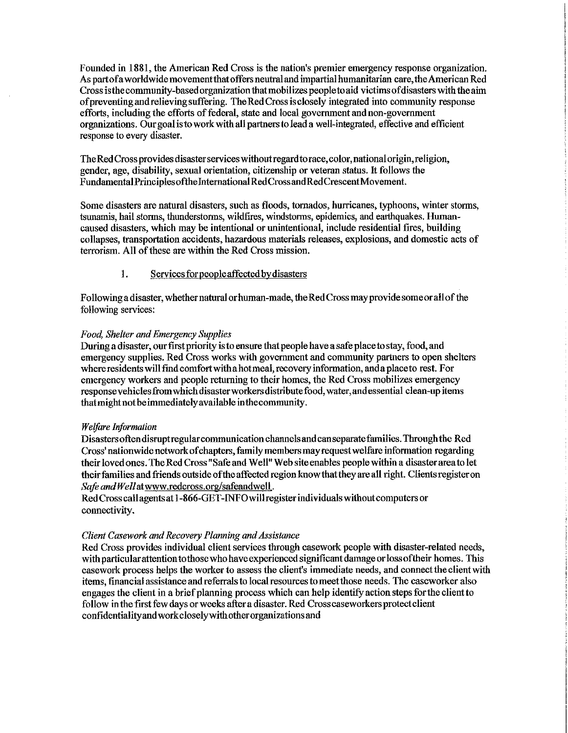Founded in 1881, the American Red Cross is the nation's premier emergency response organization. As part of a worldwide movement that offers neutral and impartial humanitarian care, the American Red Cross is the community-based organization that mobilizes people to aid victims of disasters with the aim of preventing and relieving suffering. The Red Cross is closely integrated into community response efforts, including the efforts of federal, state and local government and non-government organizations. Our goal is to work with all partners to lead a well-integrated, effective and efficient response to every disaster.

The Red Cross provides disaster services without regard to race, color, national origin, religion, gender, age, disability, sexual orientation, citizenship or veteran status. It follows the Fundamental Principles of the International Red Cross and Red Crescent Movement.

Some disasters are natural disasters, such as floods, tornados, hurricanes, typhoons, winter storms, tsunamis, hail storms, thunderstorms, wildfires, windstorms, epidemics, and earthquakes. Human-caused disasters, which may be intentional or unintentional, include residential fires, building collapses, transportation accidents, hazardous materials releases, explosions, and domestic acts of terrorism. All of these are within the Red Cross mission.

1. Services for people affected by disasters

Following a disaster, whether natural or human-made, the Red Cross may provide some or all of the following services:

*Food, Shelter and Emergency Supplies*
During a disaster, our first priority is to ensure that people have a safe place to stay, food, and emergency supplies. Red Cross works with government and community partners to open shelters where residents will find comfort with a hot meal, recovery information, and a place to rest. For emergency workers and people returning to their homes, the Red Cross mobilizes emergency response vehicles from which disaster workers distribute food, water, and essential clean-up items that might not be immediately available in the community.

*Welfare Information*
Disasters often disrupt regular communication channels and can separate families. Through the Red Cross' nationwide network of chapters, family members may request welfare information regarding their loved ones. The Red Cross "Safe and Well" Web site enables people within a disaster area to let their families and friends outside of the affected region know that they are all right. Clients register on *Safe and Well* at www.redcross.org/safeandwell.
Red Cross call agents at 1-866-GET-INFO will register individuals without computers or connectivity.

*Client Casework and Recovery Planning and Assistance*
Red Cross provides individual client services through casework people with disaster-related needs, with particular attention to those who have experienced significant damage or loss of their homes. This casework process helps the worker to assess the client's immediate needs, and connect the client with items, financial assistance and referrals to local resources to meet those needs. The caseworker also engages the client in a brief planning process which can help identify action steps for the client to follow in the first few days or weeks after a disaster. Red Cross caseworkers protect client confidentiality and work closely with other organizations and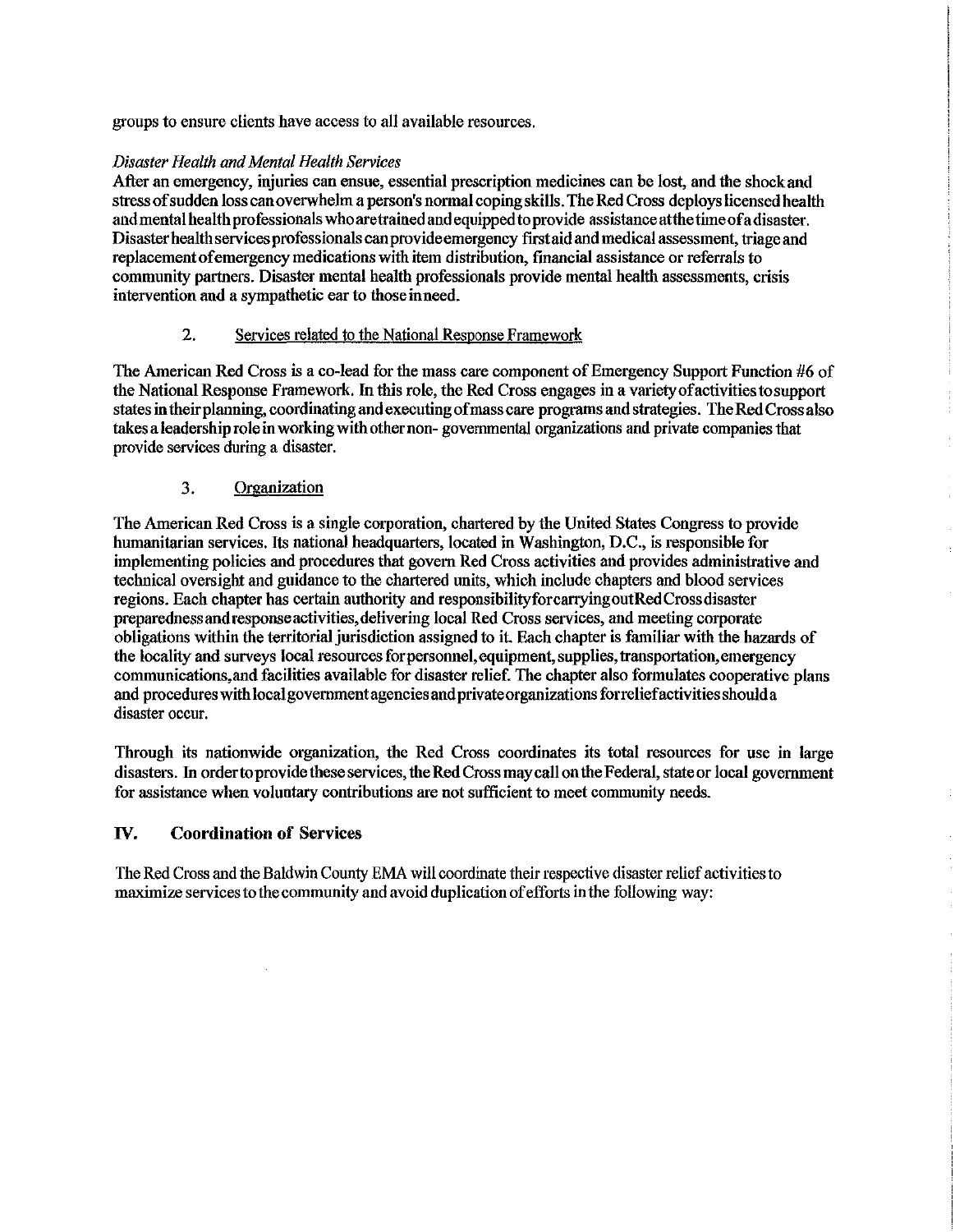groups to ensure clients have access to all available resources.

*Disaster Health and Mental Health Services*

After an emergency, injuries can ensue, essential prescription medicines can be lost, and the shock and stress of sudden loss can overwhelm a person's normal coping skills. The Red Cross deploys licensed health and mental health professionals who are trained and equipped to provide assistance at the time of a disaster. Disaster health services professionals can provide emergency first aid and medical assessment, triage and replacement of emergency medications with item distribution, financial assistance or referrals to community partners. Disaster mental health professionals provide mental health assessments, crisis intervention and a sympathetic ear to those in need.

2. Services related to the National Response Framework

The American Red Cross is a co-lead for the mass care component of Emergency Support Function #6 of the National Response Framework. In this role, the Red Cross engages in a variety of activities to support states in their planning, coordinating and executing of mass care programs and strategies. The Red Cross also takes a leadership role in working with other non- governmental organizations and private companies that provide services during a disaster.

3. Organization

The American Red Cross is a single corporation, chartered by the United States Congress to provide humanitarian services. Its national headquarters, located in Washington, D.C., is responsible for implementing policies and procedures that govern Red Cross activities and provides administrative and technical oversight and guidance to the chartered units, which include chapters and blood services regions. Each chapter has certain authority and responsibility for carrying out Red Cross disaster preparedness and response activities, delivering local Red Cross services, and meeting corporate obligations within the territorial jurisdiction assigned to it. Each chapter is familiar with the hazards of the locality and surveys local resources for personnel, equipment, supplies, transportation, emergency communications, and facilities available for disaster relief. The chapter also formulates cooperative plans and procedures with local government agencies and private organizations for relief activities should a disaster occur.

Through its nationwide organization, the Red Cross coordinates its total resources for use in large disasters. In order to provide these services, the Red Cross may call on the Federal, state or local government for assistance when voluntary contributions are not sufficient to meet community needs.

## IV. Coordination of Services

The Red Cross and the Baldwin County EMA will coordinate their respective disaster relief activities to maximize services to the community and avoid duplication of efforts in the following way: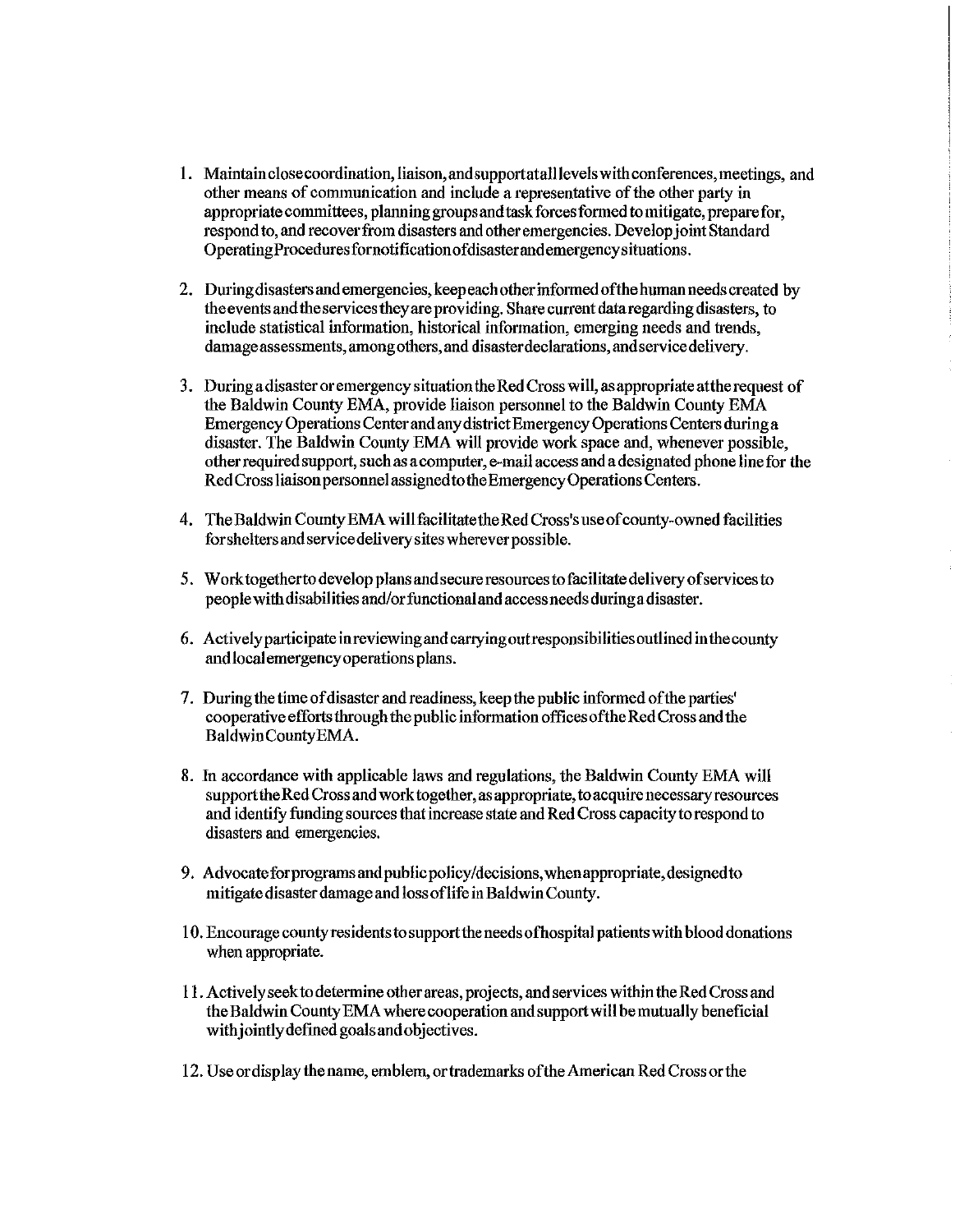1. Maintain close coordination, liaison, and support at all levels with conferences, meetings, and other means of communication and include a representative of the other party in appropriate committees, planning groups and task forces formed to mitigate, prepare for, respond to, and recover from disasters and other emergencies. Develop joint Standard Operating Procedures for notification of disaster and emergency situations.

2. During disasters and emergencies, keep each other informed of the human needs created by the events and the services they are providing. Share current data regarding disasters, to include statistical information, historical information, emerging needs and trends, damage assessments, among others, and disaster declarations, and service delivery.

3. During a disaster or emergency situation the Red Cross will, as appropriate at the request of the Baldwin County EMA, provide liaison personnel to the Baldwin County EMA Emergency Operations Center and any district Emergency Operations Centers during a disaster. The Baldwin County EMA will provide work space and, whenever possible, other required support, such as a computer, e-mail access and a designated phone line for the Red Cross liaison personnel assigned to the Emergency Operations Centers.

4. The Baldwin County EMA will facilitate the Red Cross's use of county-owned facilities for shelters and service delivery sites wherever possible.

5. Work together to develop plans and secure resources to facilitate delivery of services to people with disabilities and/or functional and access needs during a disaster.

6. Actively participate in reviewing and carrying out responsibilities outlined in the county and local emergency operations plans.

7. During the time of disaster and readiness, keep the public informed of the parties' cooperative efforts through the public information offices of the Red Cross and the Baldwin County EMA.

8. In accordance with applicable laws and regulations, the Baldwin County EMA will support the Red Cross and work together, as appropriate, to acquire necessary resources and identify funding sources that increase state and Red Cross capacity to respond to disasters and emergencies.

9. Advocate for programs and public policy/decisions, when appropriate, designed to mitigate disaster damage and loss of life in Baldwin County.

10. Encourage county residents to support the needs of hospital patients with blood donations when appropriate.

11. Actively seek to determine other areas, projects, and services within the Red Cross and the Baldwin County EMA where cooperation and support will be mutually beneficial with jointly defined goals and objectives.

12. Use or display the name, emblem, or trademarks of the American Red Cross or the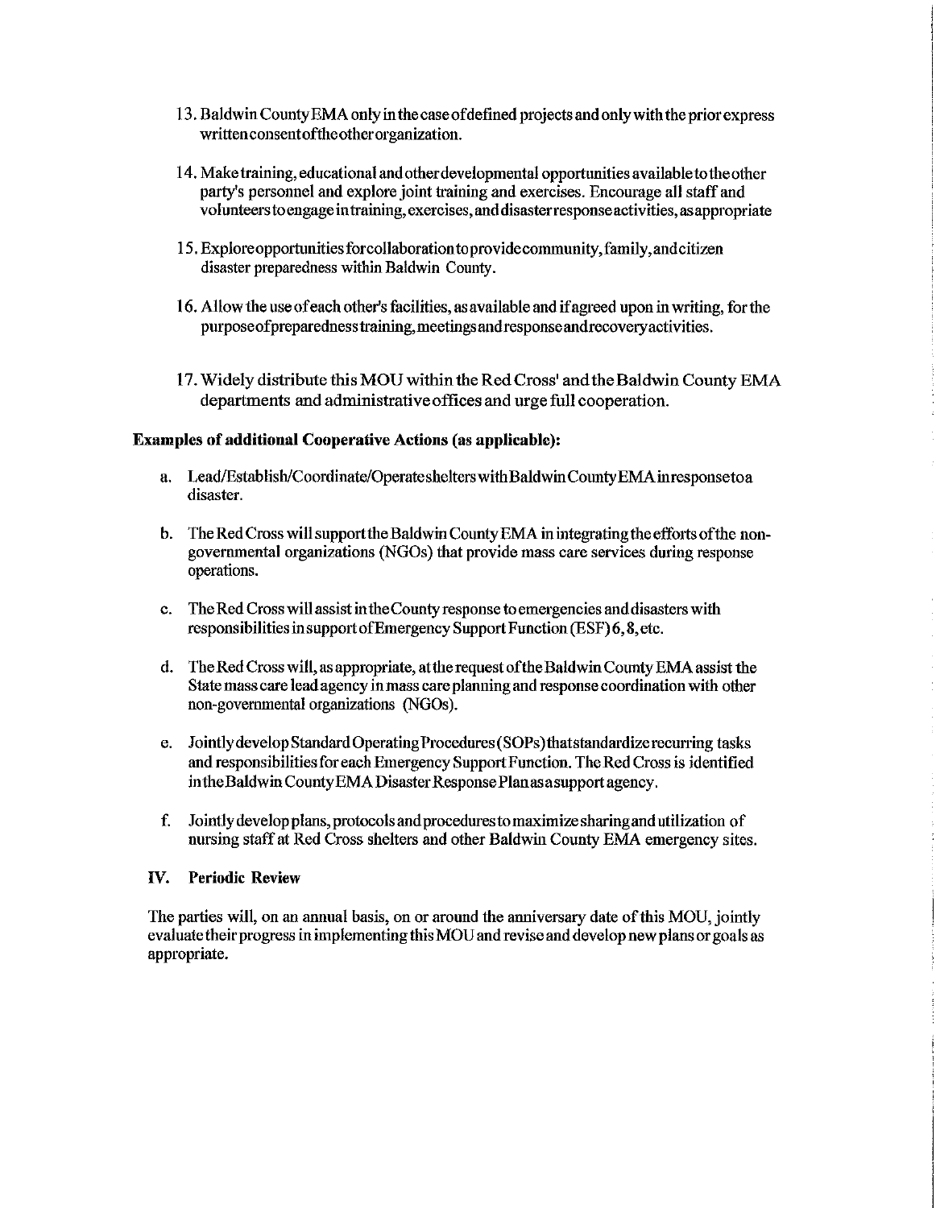13. Baldwin County EMA only in the case of defined projects and only with the prior express written consent of the other organization.

14. Make training, educational and other developmental opportunities available to the other party's personnel and explore joint training and exercises. Encourage all staff and volunteers to engage in training, exercises, and disaster response activities, as appropriate

15. Explore opportunities for collaboration to provide community, family, and citizen disaster preparedness within Baldwin County.

16. Allow the use of each other's facilities, as available and if agreed upon in writing, for the purpose of preparedness training, meetings and response and recovery activities.

17. Widely distribute this MOU within the Red Cross' and the Baldwin County EMA departments and administrative offices and urge full cooperation.

**Examples of additional Cooperative Actions (as applicable):**

a. Lead/Establish/Coordinate/Operate shelters with Baldwin County EMA in response to a disaster.

b. The Red Cross will support the Baldwin County EMA in integrating the efforts of the non-governmental organizations (NGOs) that provide mass care services during response operations.

c. The Red Cross will assist in the County response to emergencies and disasters with responsibilities in support of Emergency Support Function (ESF) 6, 8, etc.

d. The Red Cross will, as appropriate, at the request of the Baldwin County EMA assist the State mass care lead agency in mass care planning and response coordination with other non-governmental organizations (NGOs).

e. Jointly develop Standard Operating Procedures (SOPs) that standardize recurring tasks and responsibilities for each Emergency Support Function. The Red Cross is identified in the Baldwin County EMA Disaster Response Plan as a support agency.

f. Jointly develop plans, protocols and procedures to maximize sharing and utilization of nursing staff at Red Cross shelters and other Baldwin County EMA emergency sites.

## IV. Periodic Review

The parties will, on an annual basis, on or around the anniversary date of this MOU, jointly evaluate their progress in implementing this MOU and revise and develop new plans or goals as appropriate.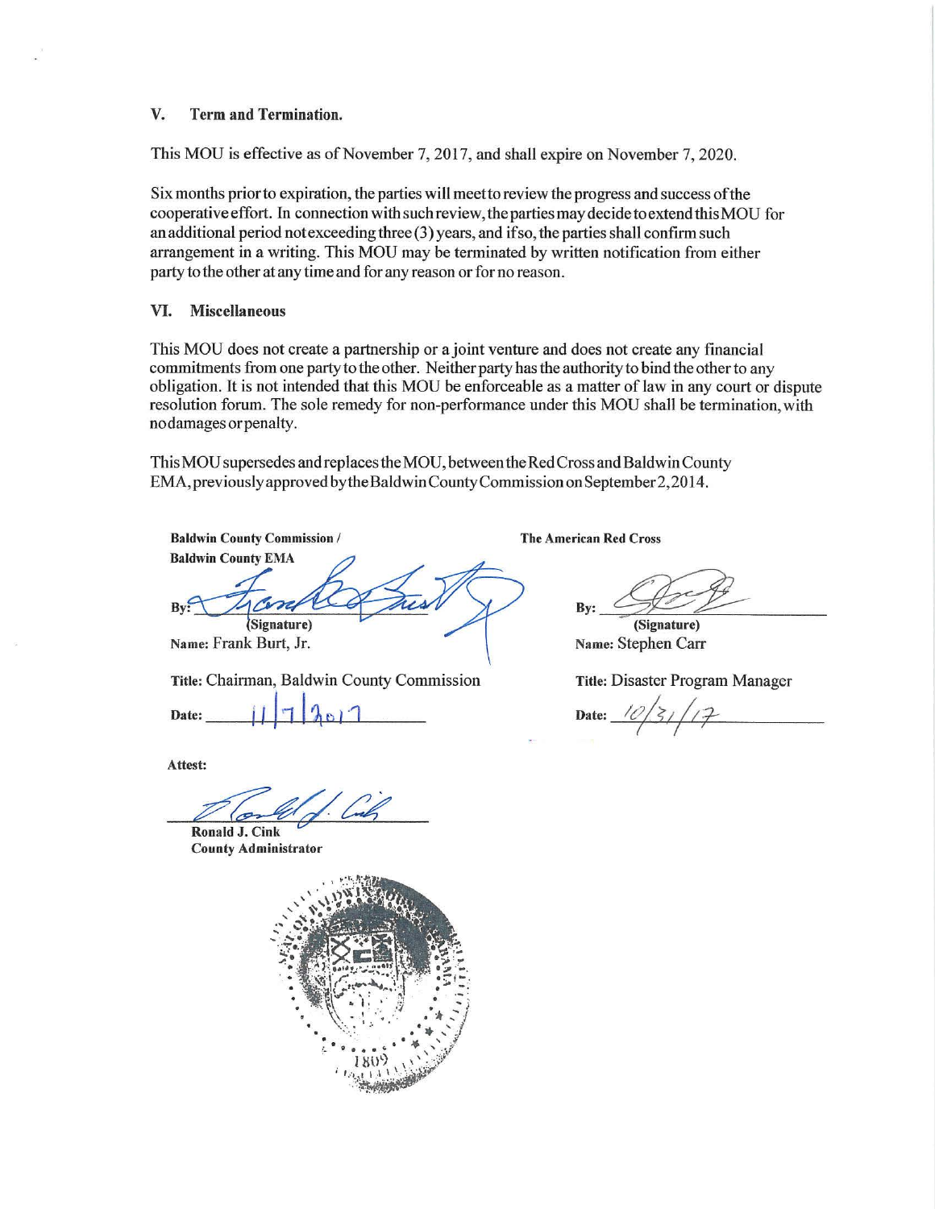## V. Term and Termination.

This MOU is effective as of November 7, 2017, and shall expire on November 7, 2020.

Six months prior to expiration, the parties will meet to review the progress and success of the cooperative effort. In connection with such review, the parties may decide to extend this MOU for an additional period not exceeding three (3) years, and if so, the parties shall confirm such arrangement in a writing. This MOU may be terminated by written notification from either party to the other at any time and for any reason or for no reason.

## VI. Miscellaneous

This MOU does not create a partnership or a joint venture and does not create any financial commitments from one party to the other. Neither party has the authority to bind the other to any obligation. It is not intended that this MOU be enforceable as a matter of law in any court or dispute resolution forum. The sole remedy for non-performance under this MOU shall be termination, with no damages or penalty.

This MOU supersedes and replaces the MOU, between the Red Cross and Baldwin County EMA, previously approved by the Baldwin County Commission on September 2, 2014.

**Baldwin County Commission / Baldwin County EMA**

By: ______________________
(Signature)

Name: Frank Burt, Jr.

Title: Chairman, Baldwin County Commission

Date: 11/7/2017

**The American Red Cross**

By: ______________________
(Signature)

Name: Stephen Carr

Title: Disaster Program Manager

Date: 10/31/17

**Attest:**

______________________

**Ronald J. Cink**
**County Administrator**